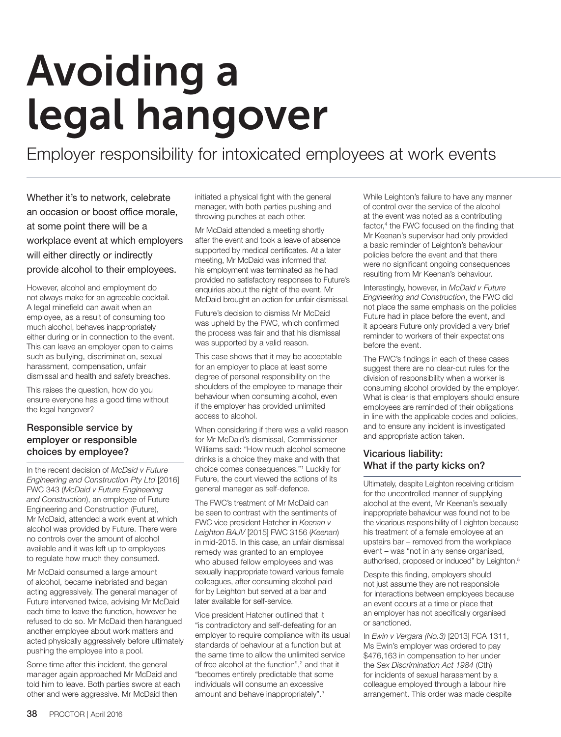# Avoiding a legal hangover

## Employer responsibility for intoxicated employees at work events

Whether it's to network, celebrate an occasion or boost office morale, at some point there will be a workplace event at which employers will either directly or indirectly provide alcohol to their employees.

However, alcohol and employment do not always make for an agreeable cocktail. A legal minefield can await when an employee, as a result of consuming too much alcohol, behaves inappropriately either during or in connection to the event. This can leave an employer open to claims such as bullying, discrimination, sexual harassment, compensation, unfair dismissal and health and safety breaches.

This raises the question, how do you ensure everyone has a good time without the legal hangover?

### Responsible service by employer or responsible choices by employee?

In the recent decision of *McDaid v Future Engineering and Construction Pty Ltd* [2016] FWC 343 (*McDaid v Future Engineering and Construction*), an employee of Future Engineering and Construction (Future), Mr McDaid, attended a work event at which alcohol was provided by Future. There were no controls over the amount of alcohol available and it was left up to employees to regulate how much they consumed.

Mr McDaid consumed a large amount of alcohol, became inebriated and began acting aggressively. The general manager of Future intervened twice, advising Mr McDaid each time to leave the function, however he refused to do so. Mr McDaid then harangued another employee about work matters and acted physically aggressively before ultimately pushing the employee into a pool.

Some time after this incident, the general manager again approached Mr McDaid and told him to leave. Both parties swore at each other and were aggressive. Mr McDaid then initiated a physical fight with the general manager, with both parties pushing and throwing punches at each other.

Mr McDaid attended a meeting shortly after the event and took a leave of absence supported by medical certificates. At a later meeting, Mr McDaid was informed that his employment was terminated as he had provided no satisfactory responses to Future's enquiries about the night of the event. Mr McDaid brought an action for unfair dismissal.

Future's decision to dismiss Mr McDaid was upheld by the FWC, which confirmed the process was fair and that his dismissal was supported by a valid reason.

This case shows that it may be acceptable for an employer to place at least some degree of personal responsibility on the shoulders of the employee to manage their behaviour when consuming alcohol, even if the employer has provided unlimited access to alcohol.

When considering if there was a valid reason for Mr McDaid's dismissal, Commissioner Williams said: "How much alcohol someone drinks is a choice they make and with that choice comes consequences."[1] Luckily for Future, the court viewed the actions of its general manager as self-defence.

The FWC's treatment of Mr McDaid can be seen to contrast with the sentiments of FWC vice president Hatcher in *Keenan v Leighton BAJV* [2015] FWC 3156 (*Keenan*) in mid-2015. In this case, an unfair dismissal remedy was granted to an employee who abused fellow employees and was sexually inappropriate toward various female colleagues, after consuming alcohol paid for by Leighton but served at a bar and later available for self-service.

Vice president Hatcher outlined that it "is contradictory and self-defeating for an employer to require compliance with its usual standards of behaviour at a function but at the same time to allow the unlimited service of free alcohol at the function",[2] and that it "becomes entirely predictable that some individuals will consume an excessive amount and behave inappropriately".[3]

While Leighton's failure to have any manner of control over the service of the alcohol at the event was noted as a contributing factor,[4] the FWC focused on the finding that Mr Keenan's supervisor had only provided a basic reminder of Leighton's behaviour policies before the event and that there were no significant ongoing consequences resulting from Mr Keenan's behaviour.

Interestingly, however, in *McDaid v Future Engineering and Construction*, the FWC did not place the same emphasis on the policies Future had in place before the event, and it appears Future only provided a very brief reminder to workers of their expectations before the event.

The FWC's findings in each of these cases suggest there are no clear-cut rules for the division of responsibility when a worker is consuming alcohol provided by the employer. What is clear is that employers should ensure employees are reminded of their obligations in line with the applicable codes and policies, and to ensure any incident is investigated and appropriate action taken.

### Vicarious liability: What if the party kicks on?

Ultimately, despite Leighton receiving criticism for the uncontrolled manner of supplying alcohol at the event, Mr Keenan's sexually inappropriate behaviour was found not to be the vicarious responsibility of Leighton because his treatment of a female employee at an upstairs bar – removed from the workplace event – was "not in any sense organised, authorised, proposed or induced" by Leighton.[5]

Despite this finding, employers should not just assume they are not responsible for interactions between employees because an event occurs at a time or place that an employer has not specifically organised or sanctioned.

In *Ewin v Vergara (No.3)* [2013] FCA 1311, Ms Ewin's employer was ordered to pay $476,163 in compensation to her under the *Sex Discrimination Act 1984* (Cth) for incidents of sexual harassment by a colleague employed through a labour hire arrangement. This order was made despite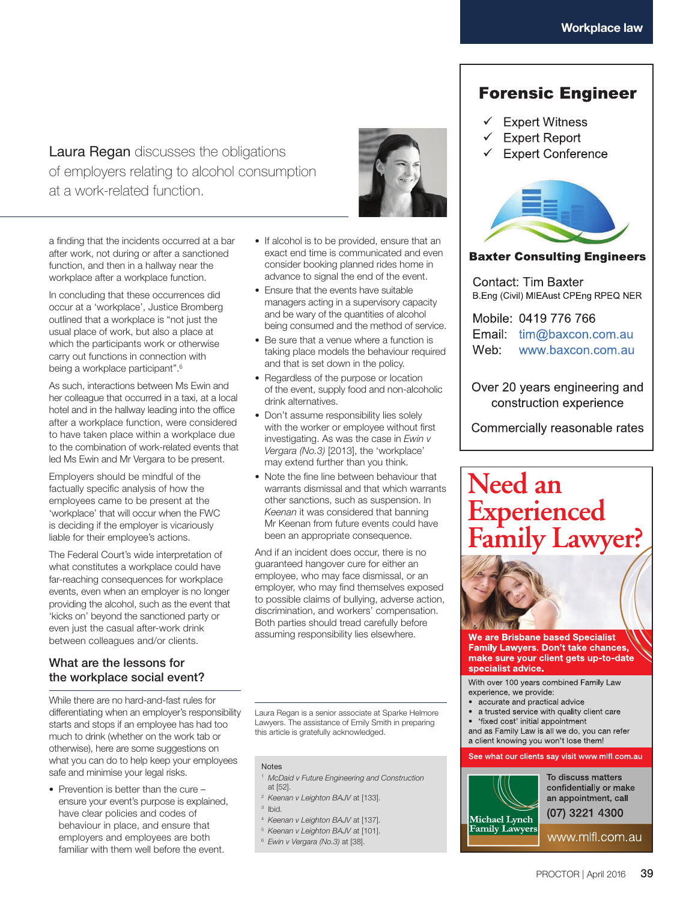Laura Regan discusses the obligations of employers relating to alcohol consumption at a work-related function.

a finding that the incidents occurred at a bar after work, not during or after a sanctioned function, and then in a hallway near the workplace after a workplace function.

In concluding that these occurrences did occur at a 'workplace', Justice Bromberg outlined that a workplace is "not just the usual place of work, but also a place at which the participants work or otherwise carry out functions in connection with being a workplace participant".[6]

As such, interactions between Ms Ewin and her colleague that occurred in a taxi, at a local hotel and in the hallway leading into the office after a workplace function, were considered to have taken place within a workplace due to the combination of work-related events that led Ms Ewin and Mr Vergara to be present.

Employers should be mindful of the factually specific analysis of how the employees came to be present at the 'workplace' that will occur when the FWC is deciding if the employer is vicariously liable for their employee's actions.

The Federal Court's wide interpretation of what constitutes a workplace could have far-reaching consequences for workplace events, even when an employer is no longer providing the alcohol, such as the event that 'kicks on' beyond the sanctioned party or even just the casual after-work drink between colleagues and/or clients.

## What are the lessons for the workplace social event?

While there are no hard-and-fast rules for differentiating when an employer's responsibility starts and stops if an employee has had too much to drink (whether on the work tab or otherwise), here are some suggestions on what you can do to help keep your employees safe and minimise your legal risks.

- Prevention is better than the cure – ensure your event's purpose is explained, have clear policies and codes of behaviour in place, and ensure that employers and employees are both familiar with them well before the event.
- If alcohol is to be provided, ensure that an exact end time is communicated and even consider booking planned rides home in advance to signal the end of the event.
- Ensure that the events have suitable managers acting in a supervisory capacity and be wary of the quantities of alcohol being consumed and the method of service.
- Be sure that a venue where a function is taking place models the behaviour required and that is set down in the policy.
- Regardless of the purpose or location of the event, supply food and non-alcoholic drink alternatives.
- Don't assume responsibility lies solely with the worker or employee without first investigating. As was the case in *Ewin v Vergara (No.3)* [2013], the 'workplace' may extend further than you think.
- Note the fine line between behaviour that warrants dismissal and that which warrants other sanctions, such as suspension. In *Keenan* it was considered that banning Mr Keenan from future events could have been an appropriate consequence.

And if an incident does occur, there is no guaranteed hangover cure for either an employee, who may face dismissal, or an employer, who may find themselves exposed to possible claims of bullying, adverse action, discrimination, and workers' compensation. Both parties should tread carefully before assuming responsibility lies elsewhere.

---

Laura Regan is a senior associate at Sparke Helmore Lawyers. The assistance of Emily Smith in preparing this article is gratefully acknowledged.

**Notes**

1. *McDaid v Future Engineering and Construction* at [52].
2. *Keenan v Leighton BAJV* at [133].
3. Ibid.
4. *Keenan v Leighton BAJV* at [137].
5. *Keenan v Leighton BAJV* at [101].
6. *Ewin v Vergara (No.3)* at [38].

---

**Forensic Engineer**

✓ Expert Witness
✓ Expert Report
✓ Expert Conference

**Baxter Consulting Engineers**

Contact: Tim Baxter
B.Eng (Civil) MIEAust CPEng RPEQ NER

Mobile: 0419 776 766
Email: tim@baxcon.com.au
Web: www.baxcon.com.au

Over 20 years engineering and construction experience

Commercially reasonable rates

---

**Need an Experienced Family Lawyer?**

**We are Brisbane based Specialist Family Lawyers. Don't take chances, make sure your client gets up-to-date specialist advice.**

With over 100 years combined Family Law experience, we provide:

- accurate and practical advice
- a trusted service with quality client care
- 'fixed cost' initial appointment

and as Family Law is all we do, you can refer a client knowing you won't lose them!

See what our clients say visit www.mlfl.com.au

Michael Lynch Family Lawyers

To discuss matters confidentially or make an appointment, call

(07) 3221 4300

www.mlfl.com.au